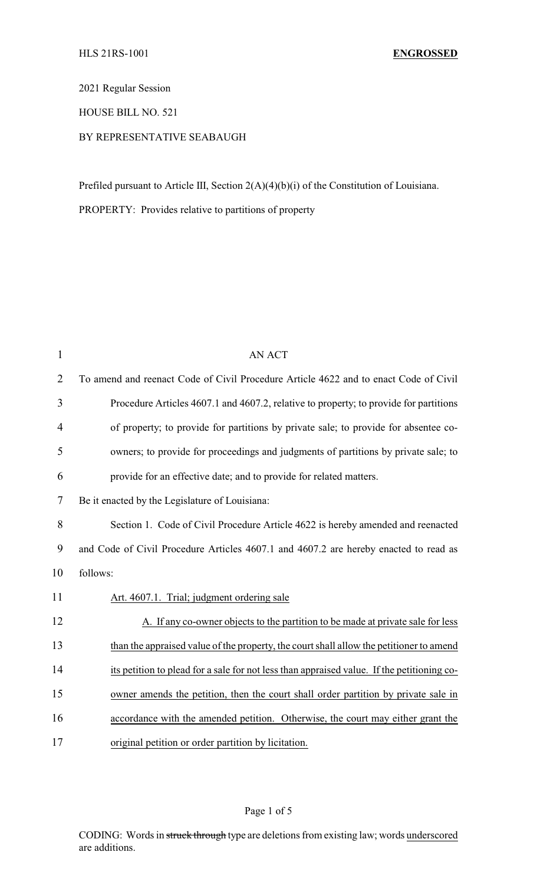HLS 21RS-1001 **ENGROSSED**

2021 Regular Session

HOUSE BILL NO. 521

BY REPRESENTATIVE SEABAUGH

Prefiled pursuant to Article III, Section 2(A)(4)(b)(i) of the Constitution of Louisiana.

PROPERTY: Provides relative to partitions of property

1 AN ACT

2 To amend and reenact Code of Civil Procedure Article 4622 and to enact Code of Civil
3 Procedure Articles 4607.1 and 4607.2, relative to property; to provide for partitions
4 of property; to provide for partitions by private sale; to provide for absentee co-
5 owners; to provide for proceedings and judgments of partitions by private sale; to
6 provide for an effective date; and to provide for related matters.

7 Be it enacted by the Legislature of Louisiana:

8 Section 1. Code of Civil Procedure Article 4622 is hereby amended and reenacted
9 and Code of Civil Procedure Articles 4607.1 and 4607.2 are hereby enacted to read as
10 follows:

11 <u>Art. 4607.1. Trial; judgment ordering sale</u>

12 <u>A. If any co-owner objects to the partition to be made at private sale for less</u>
13 <u>than the appraised value of the property, the court shall allow the petitioner to amend</u>
14 <u>its petition to plead for a sale for not less than appraised value. If the petitioning co-</u>
15 <u>owner amends the petition, then the court shall order partition by private sale in</u>
16 <u>accordance with the amended petition. Otherwise, the court may either grant the</u>
17 <u>original petition or order partition by licitation.</u>

CODING: Words in ~~struck through~~ type are deletions from existing law; words <u>underscored</u> are additions.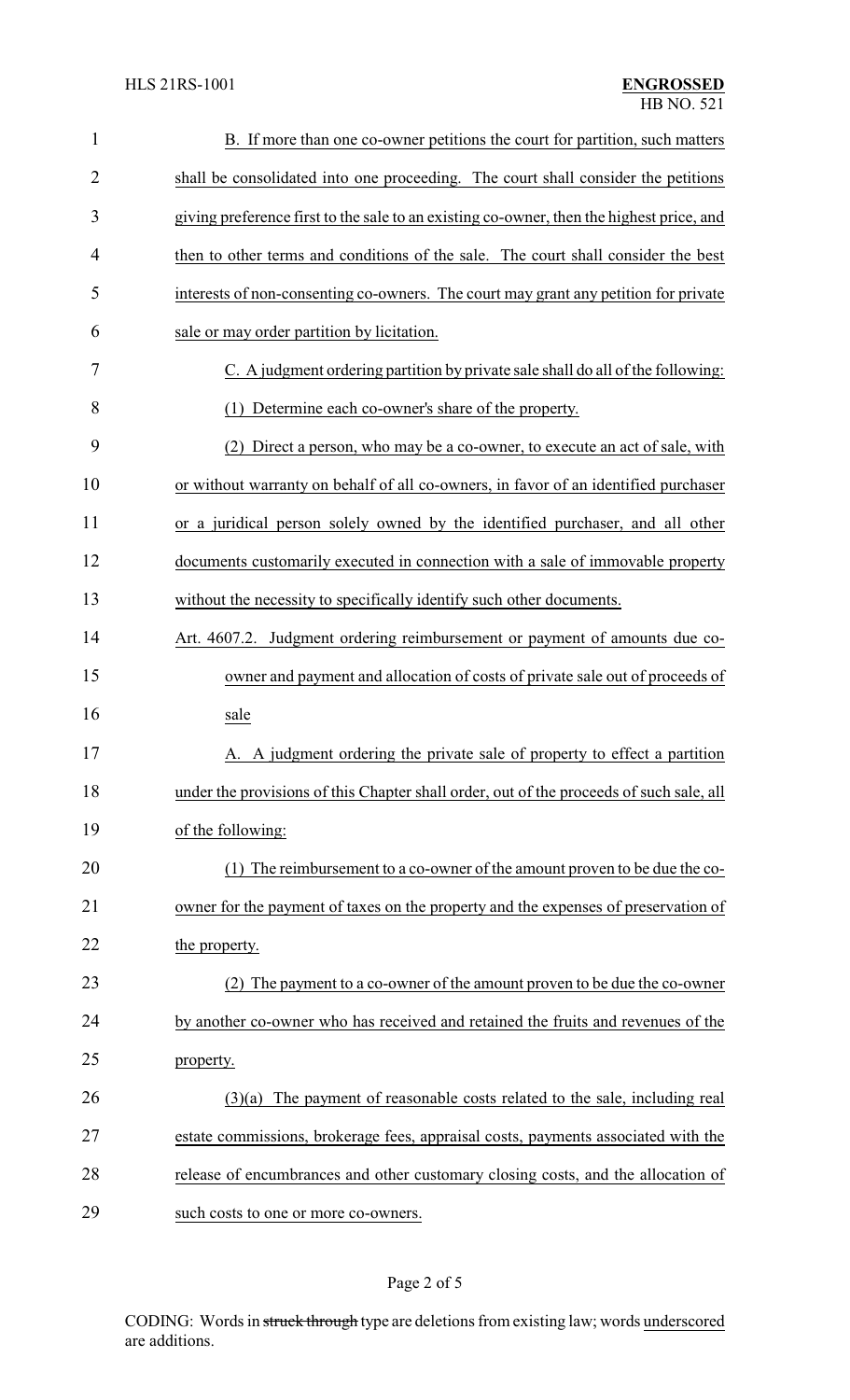B. If more than one co-owner petitions the court for partition, such matters shall be consolidated into one proceeding. The court shall consider the petitions giving preference first to the sale to an existing co-owner, then the highest price, and then to other terms and conditions of the sale. The court shall consider the best interests of non-consenting co-owners. The court may grant any petition for private sale or may order partition by licitation.

C. A judgment ordering partition by private sale shall do all of the following:

(1) Determine each co-owner's share of the property.

(2) Direct a person, who may be a co-owner, to execute an act of sale, with or without warranty on behalf of all co-owners, in favor of an identified purchaser or a juridical person solely owned by the identified purchaser, and all other documents customarily executed in connection with a sale of immovable property without the necessity to specifically identify such other documents.

Art. 4607.2. Judgment ordering reimbursement or payment of amounts due co-owner and payment and allocation of costs of private sale out of proceeds of sale

A. A judgment ordering the private sale of property to effect a partition under the provisions of this Chapter shall order, out of the proceeds of such sale, all of the following:

(1) The reimbursement to a co-owner of the amount proven to be due the co-owner for the payment of taxes on the property and the expenses of preservation of the property.

(2) The payment to a co-owner of the amount proven to be due the co-owner by another co-owner who has received and retained the fruits and revenues of the property.

(3)(a) The payment of reasonable costs related to the sale, including real estate commissions, brokerage fees, appraisal costs, payments associated with the release of encumbrances and other customary closing costs, and the allocation of such costs to one or more co-owners.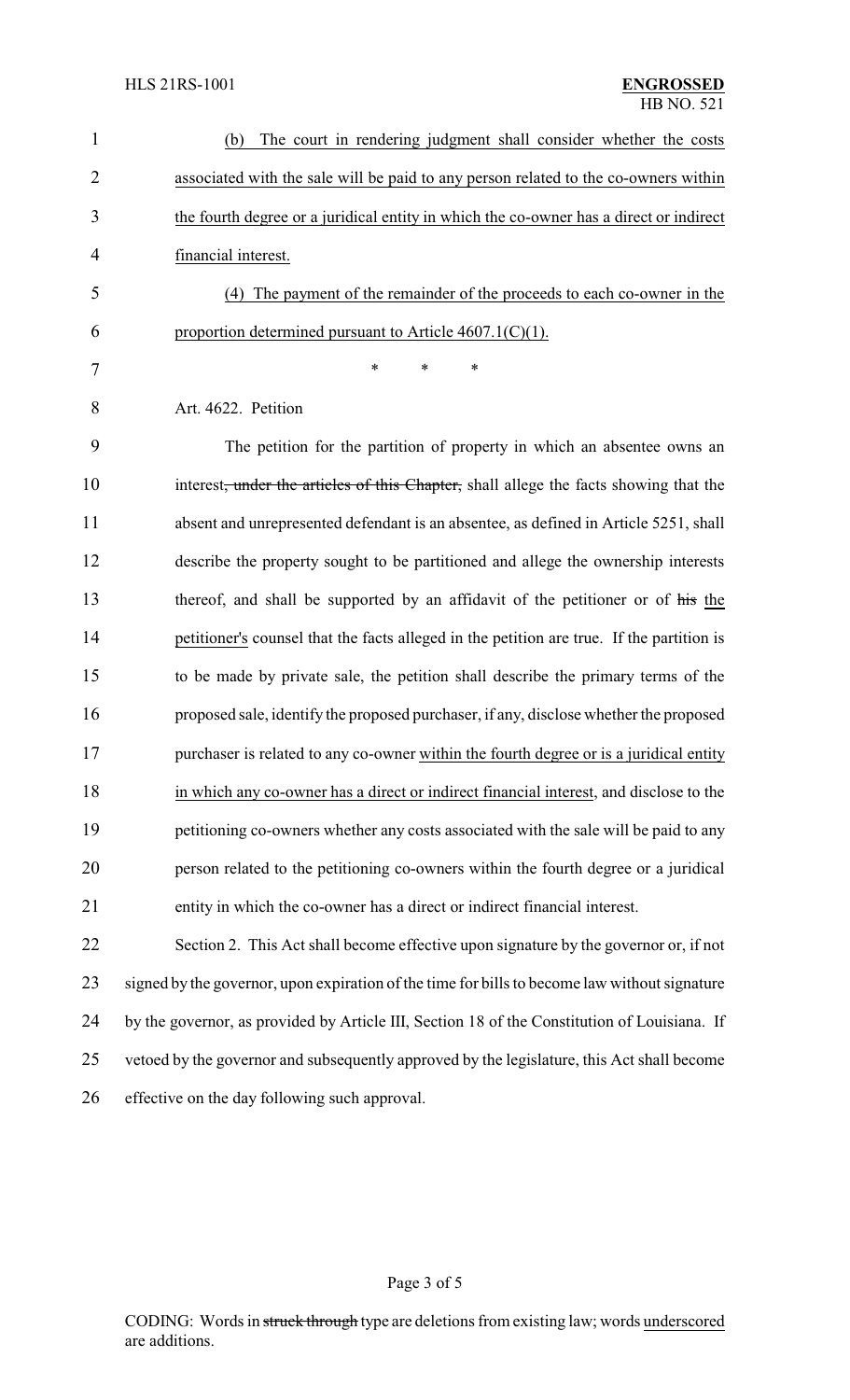(b) The court in rendering judgment shall consider whether the costs associated with the sale will be paid to any person related to the co-owners within the fourth degree or a juridical entity in which the co-owner has a direct or indirect financial interest.

(4) The payment of the remainder of the proceeds to each co-owner in the proportion determined pursuant to Article 4607.1(C)(1).

\* \* \*

Art. 4622. Petition

The petition for the partition of property in which an absentee owns an interest~~, under the articles of this Chapter,~~ shall allege the facts showing that the absent and unrepresented defendant is an absentee, as defined in Article 5251, shall describe the property sought to be partitioned and allege the ownership interests thereof, and shall be supported by an affidavit of the petitioner or of ~~his~~ the petitioner's counsel that the facts alleged in the petition are true. If the partition is to be made by private sale, the petition shall describe the primary terms of the proposed sale, identify the proposed purchaser, if any, disclose whether the proposed purchaser is related to any co-owner within the fourth degree or is a juridical entity in which any co-owner has a direct or indirect financial interest, and disclose to the petitioning co-owners whether any costs associated with the sale will be paid to any person related to the petitioning co-owners within the fourth degree or a juridical entity in which the co-owner has a direct or indirect financial interest.

Section 2. This Act shall become effective upon signature by the governor or, if not signed by the governor, upon expiration of the time for bills to become law without signature by the governor, as provided by Article III, Section 18 of the Constitution of Louisiana. If vetoed by the governor and subsequently approved by the legislature, this Act shall become effective on the day following such approval.

CODING: Words in ~~struck through~~ type are deletions from existing law; words underscored are additions.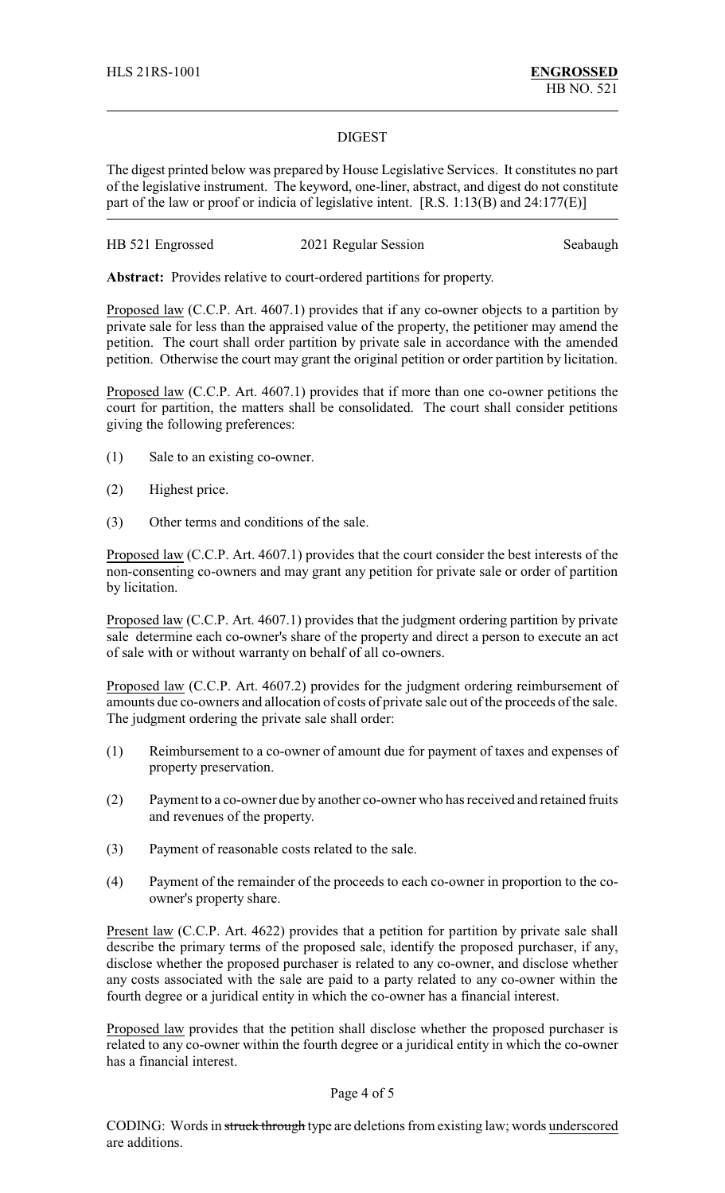HLS 21RS-1001 **ENGROSSED**
HB NO. 521

DIGEST

The digest printed below was prepared by House Legislative Services. It constitutes no part of the legislative instrument. The keyword, one-liner, abstract, and digest do not constitute part of the law or proof or indicia of legislative intent. [R.S. 1:13(B) and 24:177(E)]

HB 521 Engrossed 2021 Regular Session Seabaugh

**Abstract:** Provides relative to court-ordered partitions for property.

Proposed law (C.C.P. Art. 4607.1) provides that if any co-owner objects to a partition by private sale for less than the appraised value of the property, the petitioner may amend the petition. The court shall order partition by private sale in accordance with the amended petition. Otherwise the court may grant the original petition or order partition by licitation.

Proposed law (C.C.P. Art. 4607.1) provides that if more than one co-owner petitions the court for partition, the matters shall be consolidated. The court shall consider petitions giving the following preferences:

(1) Sale to an existing co-owner.

(2) Highest price.

(3) Other terms and conditions of the sale.

Proposed law (C.C.P. Art. 4607.1) provides that the court consider the best interests of the non-consenting co-owners and may grant any petition for private sale or order of partition by licitation.

Proposed law (C.C.P. Art. 4607.1) provides that the judgment ordering partition by private sale determine each co-owner's share of the property and direct a person to execute an act of sale with or without warranty on behalf of all co-owners.

Proposed law (C.C.P. Art. 4607.2) provides for the judgment ordering reimbursement of amounts due co-owners and allocation of costs of private sale out of the proceeds of the sale. The judgment ordering the private sale shall order:

(1) Reimbursement to a co-owner of amount due for payment of taxes and expenses of property preservation.

(2) Payment to a co-owner due by another co-owner who has received and retained fruits and revenues of the property.

(3) Payment of reasonable costs related to the sale.

(4) Payment of the remainder of the proceeds to each co-owner in proportion to the co-owner's property share.

Present law (C.C.P. Art. 4622) provides that a petition for partition by private sale shall describe the primary terms of the proposed sale, identify the proposed purchaser, if any, disclose whether the proposed purchaser is related to any co-owner, and disclose whether any costs associated with the sale are paid to a party related to any co-owner within the fourth degree or a juridical entity in which the co-owner has a financial interest.

Proposed law provides that the petition shall disclose whether the proposed purchaser is related to any co-owner within the fourth degree or a juridical entity in which the co-owner has a financial interest.

CODING: Words in ~~struck through~~ type are deletions from existing law; words underscored are additions.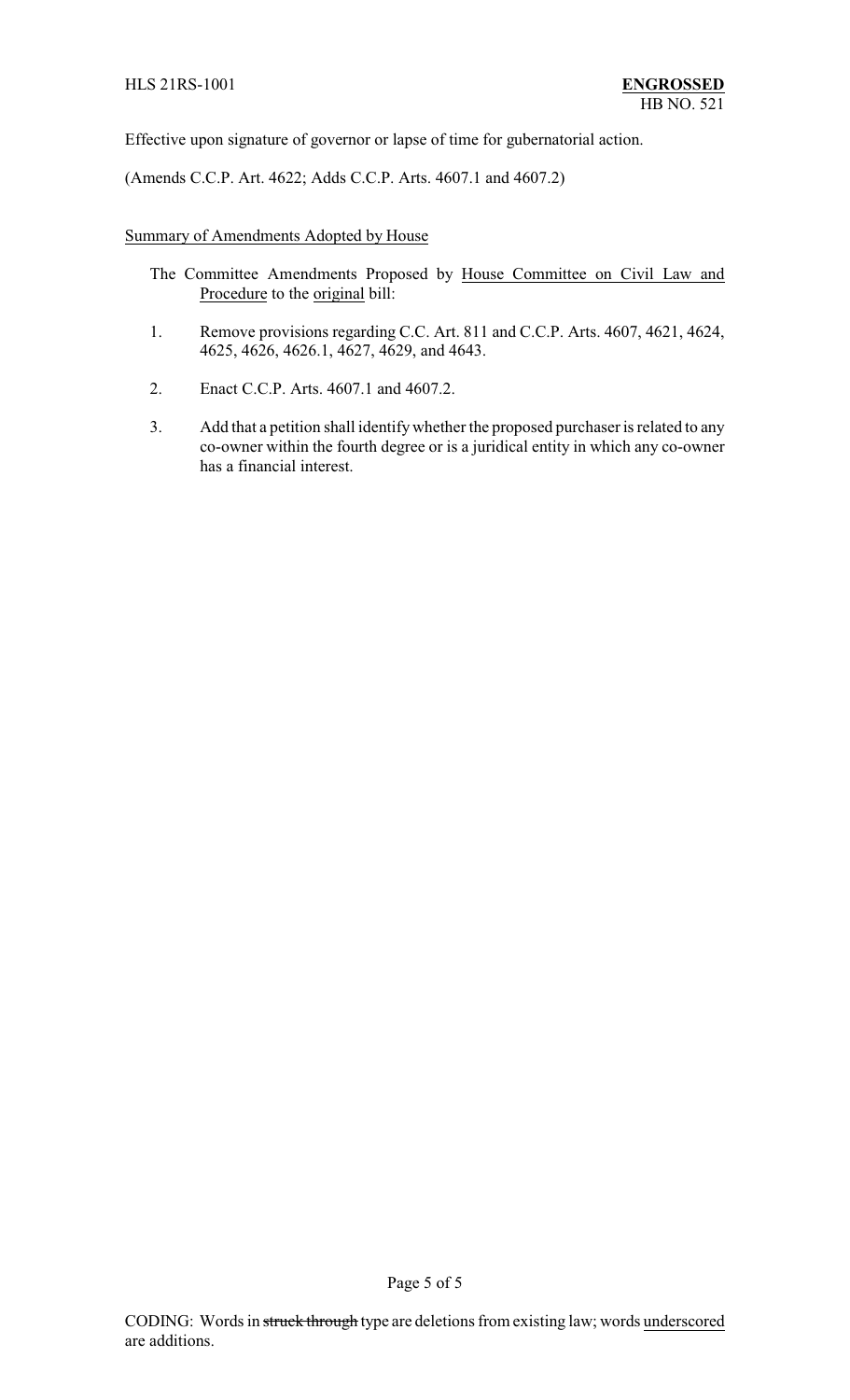Effective upon signature of governor or lapse of time for gubernatorial action.

(Amends C.C.P. Art. 4622; Adds C.C.P. Arts. 4607.1 and 4607.2)

Summary of Amendments Adopted by House

The Committee Amendments Proposed by House Committee on Civil Law and Procedure to the original bill:

1. Remove provisions regarding C.C. Art. 811 and C.C.P. Arts. 4607, 4621, 4624, 4625, 4626, 4626.1, 4627, 4629, and 4643.

2. Enact C.C.P. Arts. 4607.1 and 4607.2.

3. Add that a petition shall identify whether the proposed purchaser is related to any co-owner within the fourth degree or is a juridical entity in which any co-owner has a financial interest.